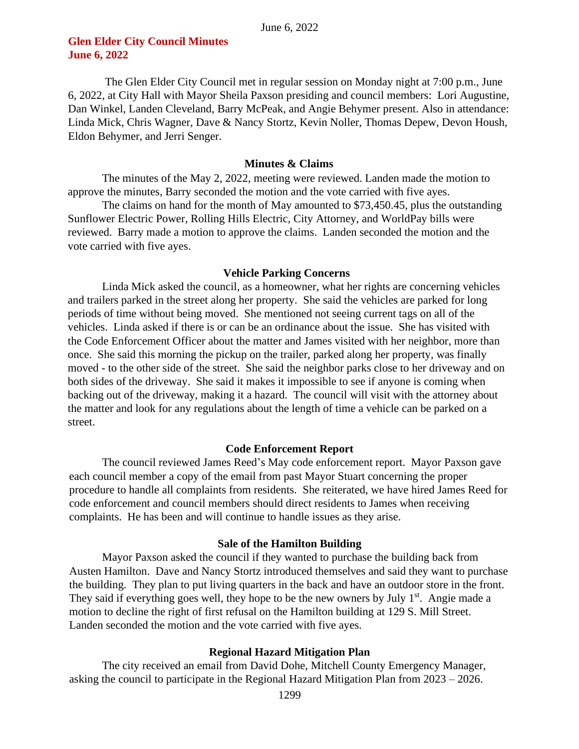# Glen Elder City Council Minutes
# June 6, 2022

The Glen Elder City Council met in regular session on Monday night at 7:00 p.m., June 6, 2022, at City Hall with Mayor Sheila Paxson presiding and council members: Lori Augustine, Dan Winkel, Landen Cleveland, Barry McPeak, and Angie Behymer present. Also in attendance: Linda Mick, Chris Wagner, Dave & Nancy Stortz, Kevin Noller, Thomas Depew, Devon Housh, Eldon Behymer, and Jerri Senger.

## Minutes & Claims

The minutes of the May 2, 2022, meeting were reviewed. Landen made the motion to approve the minutes, Barry seconded the motion and the vote carried with five ayes.

The claims on hand for the month of May amounted to $73,450.45, plus the outstanding Sunflower Electric Power, Rolling Hills Electric, City Attorney, and WorldPay bills were reviewed. Barry made a motion to approve the claims. Landen seconded the motion and the vote carried with five ayes.

## Vehicle Parking Concerns

Linda Mick asked the council, as a homeowner, what her rights are concerning vehicles and trailers parked in the street along her property. She said the vehicles are parked for long periods of time without being moved. She mentioned not seeing current tags on all of the vehicles. Linda asked if there is or can be an ordinance about the issue. She has visited with the Code Enforcement Officer about the matter and James visited with her neighbor, more than once. She said this morning the pickup on the trailer, parked along her property, was finally moved - to the other side of the street. She said the neighbor parks close to her driveway and on both sides of the driveway. She said it makes it impossible to see if anyone is coming when backing out of the driveway, making it a hazard. The council will visit with the attorney about the matter and look for any regulations about the length of time a vehicle can be parked on a street.

## Code Enforcement Report

The council reviewed James Reed's May code enforcement report. Mayor Paxson gave each council member a copy of the email from past Mayor Stuart concerning the proper procedure to handle all complaints from residents. She reiterated, we have hired James Reed for code enforcement and council members should direct residents to James when receiving complaints. He has been and will continue to handle issues as they arise.

## Sale of the Hamilton Building

Mayor Paxson asked the council if they wanted to purchase the building back from Austen Hamilton. Dave and Nancy Stortz introduced themselves and said they want to purchase the building. They plan to put living quarters in the back and have an outdoor store in the front. They said if everything goes well, they hope to be the new owners by July 1st. Angie made a motion to decline the right of first refusal on the Hamilton building at 129 S. Mill Street. Landen seconded the motion and the vote carried with five ayes.

## Regional Hazard Mitigation Plan

The city received an email from David Dohe, Mitchell County Emergency Manager, asking the council to participate in the Regional Hazard Mitigation Plan from 2023 – 2026.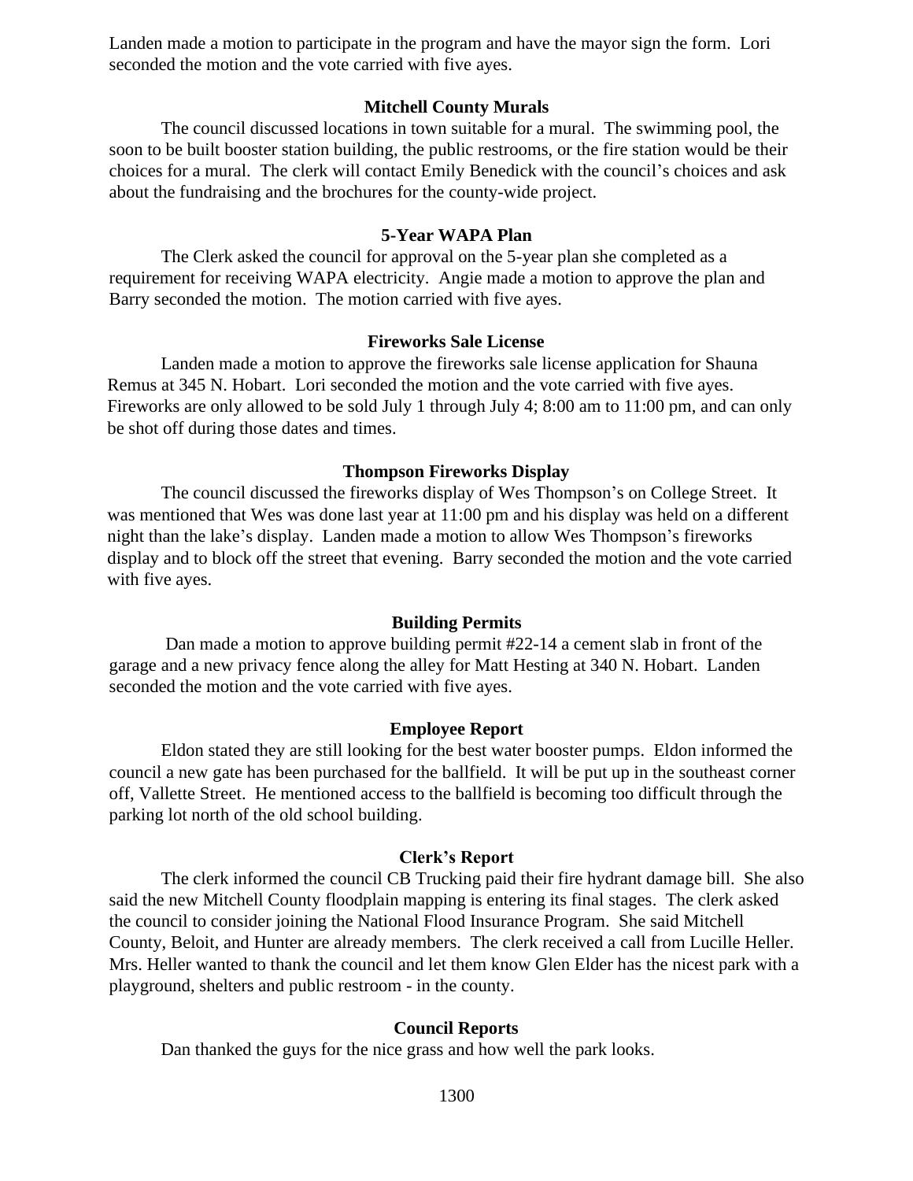Landen made a motion to participate in the program and have the mayor sign the form. Lori seconded the motion and the vote carried with five ayes.

### Mitchell County Murals

The council discussed locations in town suitable for a mural. The swimming pool, the soon to be built booster station building, the public restrooms, or the fire station would be their choices for a mural. The clerk will contact Emily Benedick with the council's choices and ask about the fundraising and the brochures for the county-wide project.

### 5-Year WAPA Plan

The Clerk asked the council for approval on the 5-year plan she completed as a requirement for receiving WAPA electricity. Angie made a motion to approve the plan and Barry seconded the motion. The motion carried with five ayes.

### Fireworks Sale License

Landen made a motion to approve the fireworks sale license application for Shauna Remus at 345 N. Hobart. Lori seconded the motion and the vote carried with five ayes. Fireworks are only allowed to be sold July 1 through July 4; 8:00 am to 11:00 pm, and can only be shot off during those dates and times.

### Thompson Fireworks Display

The council discussed the fireworks display of Wes Thompson's on College Street. It was mentioned that Wes was done last year at 11:00 pm and his display was held on a different night than the lake's display. Landen made a motion to allow Wes Thompson's fireworks display and to block off the street that evening. Barry seconded the motion and the vote carried with five ayes.

### Building Permits

Dan made a motion to approve building permit #22-14 a cement slab in front of the garage and a new privacy fence along the alley for Matt Hesting at 340 N. Hobart. Landen seconded the motion and the vote carried with five ayes.

### Employee Report

Eldon stated they are still looking for the best water booster pumps. Eldon informed the council a new gate has been purchased for the ballfield. It will be put up in the southeast corner off, Vallette Street. He mentioned access to the ballfield is becoming too difficult through the parking lot north of the old school building.

### Clerk's Report

The clerk informed the council CB Trucking paid their fire hydrant damage bill. She also said the new Mitchell County floodplain mapping is entering its final stages. The clerk asked the council to consider joining the National Flood Insurance Program. She said Mitchell County, Beloit, and Hunter are already members. The clerk received a call from Lucille Heller. Mrs. Heller wanted to thank the council and let them know Glen Elder has the nicest park with a playground, shelters and public restroom - in the county.

### Council Reports

Dan thanked the guys for the nice grass and how well the park looks.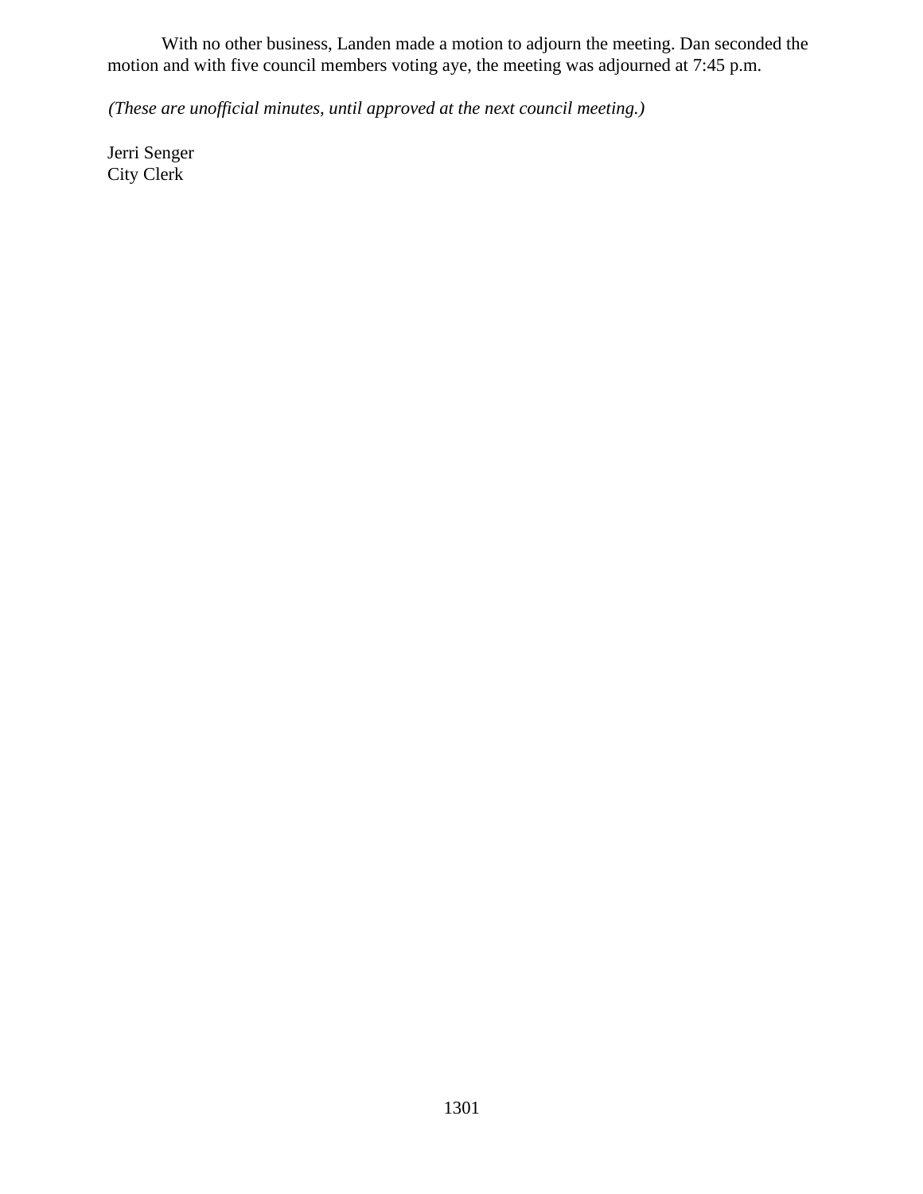With no other business, Landen made a motion to adjourn the meeting. Dan seconded the motion and with five council members voting aye, the meeting was adjourned at 7:45 p.m.

*(These are unofficial minutes, until approved at the next council meeting.)*

Jerri Senger
City Clerk